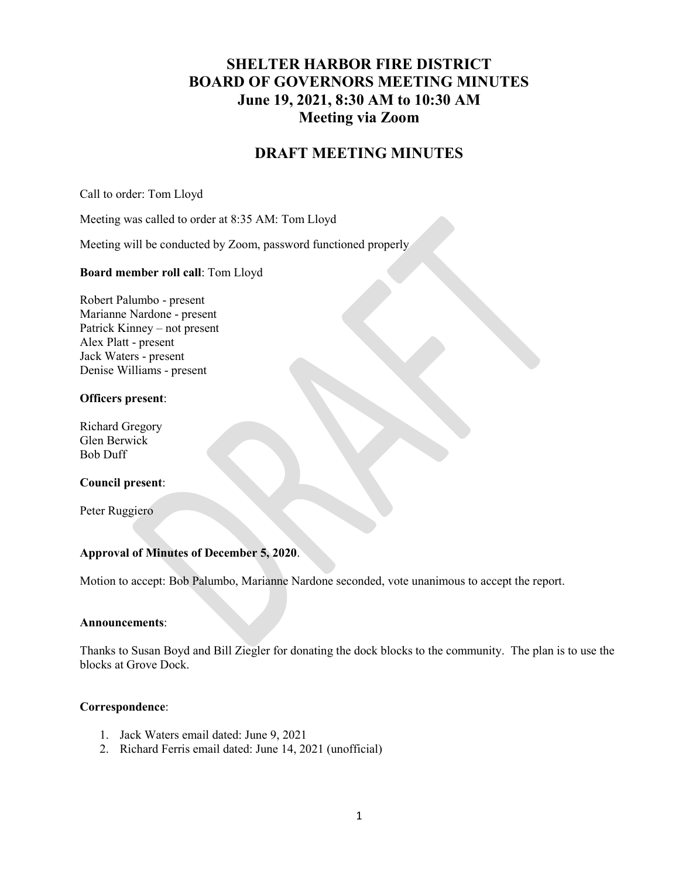# SHELTER HARBOR FIRE DISTRICT
# BOARD OF GOVERNORS MEETING MINUTES
# June 19, 2021, 8:30 AM to 10:30 AM
# Meeting via Zoom

## DRAFT MEETING MINUTES

Call to order: Tom Lloyd

Meeting was called to order at 8:35 AM: Tom Lloyd

Meeting will be conducted by Zoom, password functioned properly

**Board member roll call**: Tom Lloyd

Robert Palumbo - present
Marianne Nardone - present
Patrick Kinney – not present
Alex Platt - present
Jack Waters - present
Denise Williams - present

**Officers present**:

Richard Gregory
Glen Berwick
Bob Duff

**Council present**:

Peter Ruggiero

**Approval of Minutes of December 5, 2020**.

Motion to accept: Bob Palumbo, Marianne Nardone seconded, vote unanimous to accept the report.

**Announcements**:

Thanks to Susan Boyd and Bill Ziegler for donating the dock blocks to the community. The plan is to use the blocks at Grove Dock.

**Correspondence**:

1. Jack Waters email dated: June 9, 2021
2. Richard Ferris email dated: June 14, 2021 (unofficial)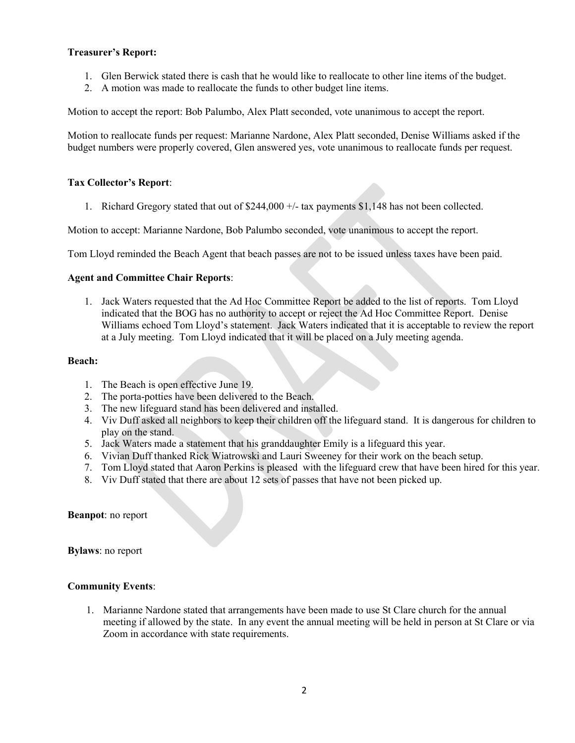**Treasurer's Report:**

1. Glen Berwick stated there is cash that he would like to reallocate to other line items of the budget.
2. A motion was made to reallocate the funds to other budget line items.

Motion to accept the report: Bob Palumbo, Alex Platt seconded, vote unanimous to accept the report.

Motion to reallocate funds per request: Marianne Nardone, Alex Platt seconded, Denise Williams asked if the budget numbers were properly covered, Glen answered yes, vote unanimous to reallocate funds per request.

**Tax Collector's Report**:

1. Richard Gregory stated that out of $244,000 +/- tax payments $1,148 has not been collected.

Motion to accept: Marianne Nardone, Bob Palumbo seconded, vote unanimous to accept the report.

Tom Lloyd reminded the Beach Agent that beach passes are not to be issued unless taxes have been paid.

**Agent and Committee Chair Reports**:

1. Jack Waters requested that the Ad Hoc Committee Report be added to the list of reports. Tom Lloyd indicated that the BOG has no authority to accept or reject the Ad Hoc Committee Report. Denise Williams echoed Tom Lloyd's statement. Jack Waters indicated that it is acceptable to review the report at a July meeting. Tom Lloyd indicated that it will be placed on a July meeting agenda.

**Beach:**

1. The Beach is open effective June 19.
2. The porta-potties have been delivered to the Beach.
3. The new lifeguard stand has been delivered and installed.
4. Viv Duff asked all neighbors to keep their children off the lifeguard stand. It is dangerous for children to play on the stand.
5. Jack Waters made a statement that his granddaughter Emily is a lifeguard this year.
6. Vivian Duff thanked Rick Wiatrowski and Lauri Sweeney for their work on the beach setup.
7. Tom Lloyd stated that Aaron Perkins is pleased with the lifeguard crew that have been hired for this year.
8. Viv Duff stated that there are about 12 sets of passes that have not been picked up.

**Beanpot**: no report

**Bylaws**: no report

**Community Events**:

1. Marianne Nardone stated that arrangements have been made to use St Clare church for the annual meeting if allowed by the state. In any event the annual meeting will be held in person at St Clare or via Zoom in accordance with state requirements.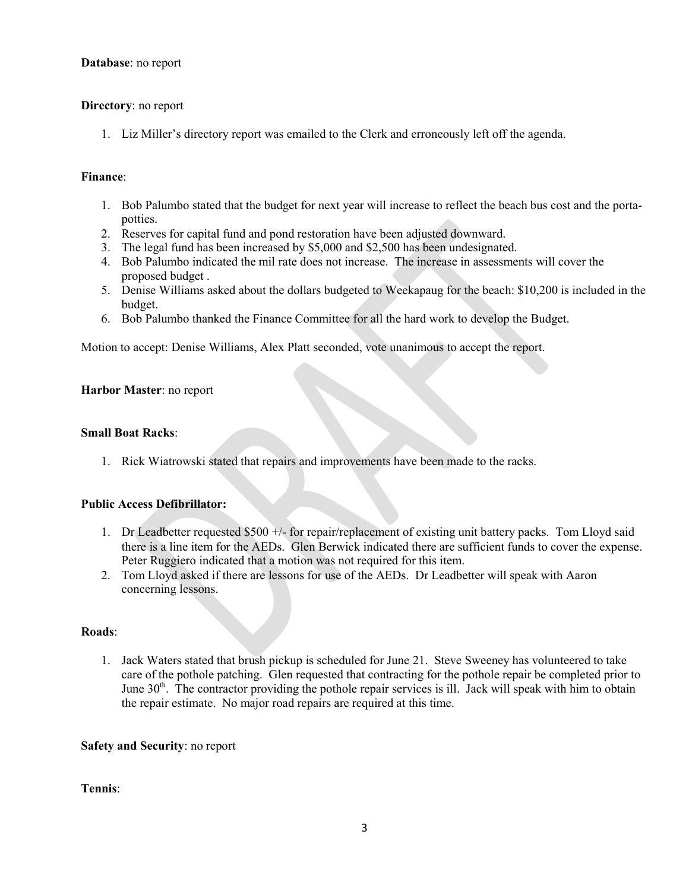**Database**: no report

**Directory**: no report

1. Liz Miller's directory report was emailed to the Clerk and erroneously left off the agenda.

**Finance**:

1. Bob Palumbo stated that the budget for next year will increase to reflect the beach bus cost and the porta-potties.
2. Reserves for capital fund and pond restoration have been adjusted downward.
3. The legal fund has been increased by $5,000 and $2,500 has been undesignated.
4. Bob Palumbo indicated the mil rate does not increase. The increase in assessments will cover the proposed budget .
5. Denise Williams asked about the dollars budgeted to Weekapaug for the beach: $10,200 is included in the budget.
6. Bob Palumbo thanked the Finance Committee for all the hard work to develop the Budget.

Motion to accept: Denise Williams, Alex Platt seconded, vote unanimous to accept the report.

**Harbor Master**: no report

**Small Boat Racks**:

1. Rick Wiatrowski stated that repairs and improvements have been made to the racks.

**Public Access Defibrillator:**

1. Dr Leadbetter requested $500 +/- for repair/replacement of existing unit battery packs. Tom Lloyd said there is a line item for the AEDs. Glen Berwick indicated there are sufficient funds to cover the expense. Peter Ruggiero indicated that a motion was not required for this item.
2. Tom Lloyd asked if there are lessons for use of the AEDs. Dr Leadbetter will speak with Aaron concerning lessons.

**Roads**:

1. Jack Waters stated that brush pickup is scheduled for June 21. Steve Sweeney has volunteered to take care of the pothole patching. Glen requested that contracting for the pothole repair be completed prior to June 30th. The contractor providing the pothole repair services is ill. Jack will speak with him to obtain the repair estimate. No major road repairs are required at this time.

**Safety and Security**: no report

**Tennis**: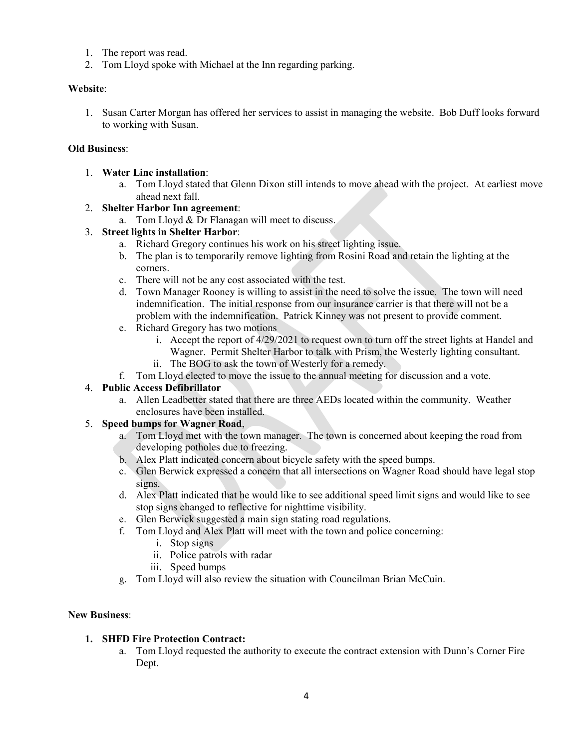1. The report was read.
2. Tom Lloyd spoke with Michael at the Inn regarding parking.

**Website**:

1. Susan Carter Morgan has offered her services to assist in managing the website. Bob Duff looks forward to working with Susan.

**Old Business**:

1. **Water Line installation**:
   a. Tom Lloyd stated that Glenn Dixon still intends to move ahead with the project. At earliest move ahead next fall.
2. **Shelter Harbor Inn agreement**:
   a. Tom Lloyd & Dr Flanagan will meet to discuss.
3. **Street lights in Shelter Harbor**:
   a. Richard Gregory continues his work on his street lighting issue.
   b. The plan is to temporarily remove lighting from Rosini Road and retain the lighting at the corners.
   c. There will not be any cost associated with the test.
   d. Town Manager Rooney is willing to assist in the need to solve the issue. The town will need indemnification. The initial response from our insurance carrier is that there will not be a problem with the indemnification. Patrick Kinney was not present to provide comment.
   e. Richard Gregory has two motions
      i. Accept the report of 4/29/2021 to request own to turn off the street lights at Handel and Wagner. Permit Shelter Harbor to talk with Prism, the Westerly lighting consultant.
      ii. The BOG to ask the town of Westerly for a remedy.
   f. Tom Lloyd elected to move the issue to the annual meeting for discussion and a vote.
4. **Public Access Defibrillator**
   a. Allen Leadbetter stated that there are three AEDs located within the community. Weather enclosures have been installed.
5. **Speed bumps for Wagner Road**,
   a. Tom Lloyd met with the town manager. The town is concerned about keeping the road from developing potholes due to freezing.
   b. Alex Platt indicated concern about bicycle safety with the speed bumps.
   c. Glen Berwick expressed a concern that all intersections on Wagner Road should have legal stop signs.
   d. Alex Platt indicated that he would like to see additional speed limit signs and would like to see stop signs changed to reflective for nighttime visibility.
   e. Glen Berwick suggested a main sign stating road regulations.
   f. Tom Lloyd and Alex Platt will meet with the town and police concerning:
      i. Stop signs
      ii. Police patrols with radar
      iii. Speed bumps
   g. Tom Lloyd will also review the situation with Councilman Brian McCuin.

**New Business**:

1. **SHFD Fire Protection Contract:**
   a. Tom Lloyd requested the authority to execute the contract extension with Dunn's Corner Fire Dept.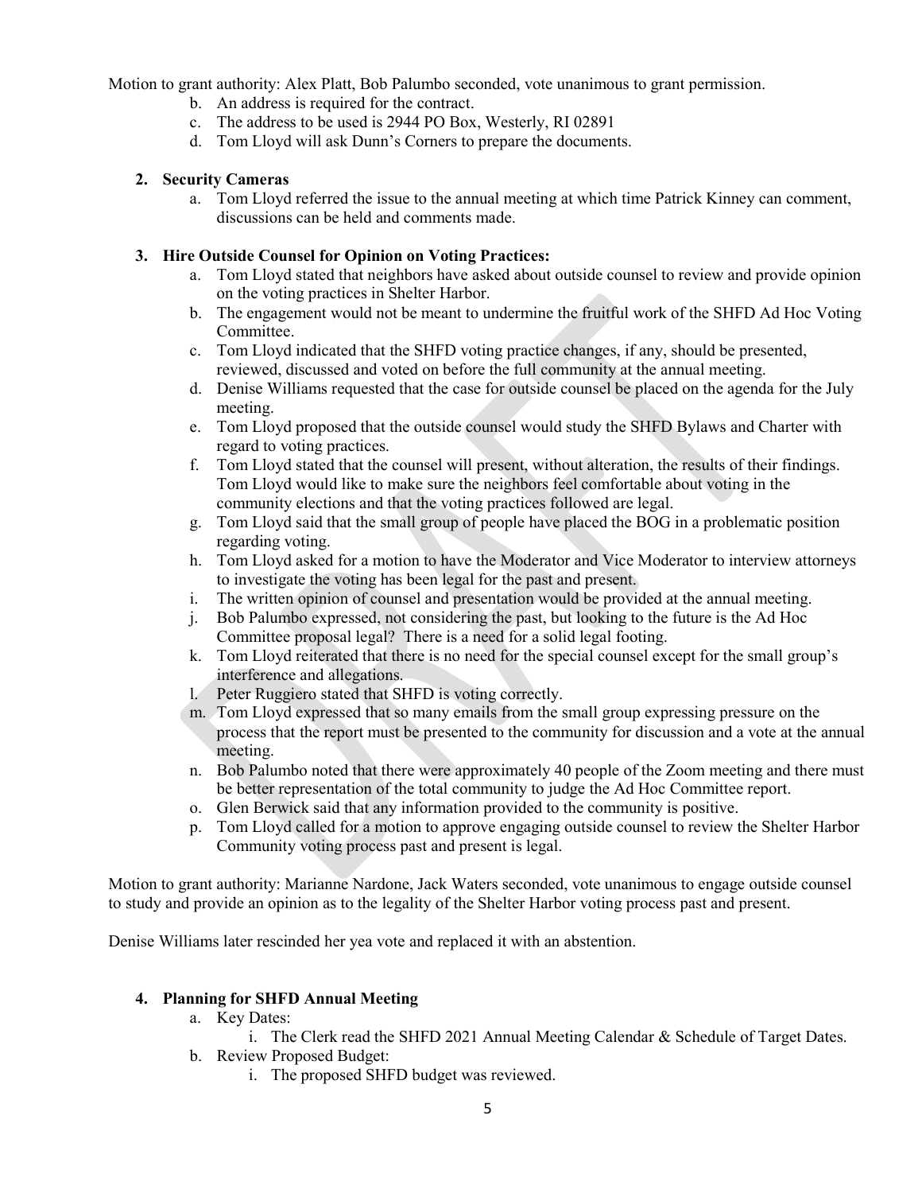Motion to grant authority: Alex Platt, Bob Palumbo seconded, vote unanimous to grant permission.

b. An address is required for the contract.
c. The address to be used is 2944 PO Box, Westerly, RI 02891
d. Tom Lloyd will ask Dunn's Corners to prepare the documents.

**2. Security Cameras**

a. Tom Lloyd referred the issue to the annual meeting at which time Patrick Kinney can comment, discussions can be held and comments made.

**3. Hire Outside Counsel for Opinion on Voting Practices:**

a. Tom Lloyd stated that neighbors have asked about outside counsel to review and provide opinion on the voting practices in Shelter Harbor.
b. The engagement would not be meant to undermine the fruitful work of the SHFD Ad Hoc Voting Committee.
c. Tom Lloyd indicated that the SHFD voting practice changes, if any, should be presented, reviewed, discussed and voted on before the full community at the annual meeting.
d. Denise Williams requested that the case for outside counsel be placed on the agenda for the July meeting.
e. Tom Lloyd proposed that the outside counsel would study the SHFD Bylaws and Charter with regard to voting practices.
f. Tom Lloyd stated that the counsel will present, without alteration, the results of their findings. Tom Lloyd would like to make sure the neighbors feel comfortable about voting in the community elections and that the voting practices followed are legal.
g. Tom Lloyd said that the small group of people have placed the BOG in a problematic position regarding voting.
h. Tom Lloyd asked for a motion to have the Moderator and Vice Moderator to interview attorneys to investigate the voting has been legal for the past and present.
i. The written opinion of counsel and presentation would be provided at the annual meeting.
j. Bob Palumbo expressed, not considering the past, but looking to the future is the Ad Hoc Committee proposal legal? There is a need for a solid legal footing.
k. Tom Lloyd reiterated that there is no need for the special counsel except for the small group's interference and allegations.
l. Peter Ruggiero stated that SHFD is voting correctly.
m. Tom Lloyd expressed that so many emails from the small group expressing pressure on the process that the report must be presented to the community for discussion and a vote at the annual meeting.
n. Bob Palumbo noted that there were approximately 40 people of the Zoom meeting and there must be better representation of the total community to judge the Ad Hoc Committee report.
o. Glen Berwick said that any information provided to the community is positive.
p. Tom Lloyd called for a motion to approve engaging outside counsel to review the Shelter Harbor Community voting process past and present is legal.

Motion to grant authority: Marianne Nardone, Jack Waters seconded, vote unanimous to engage outside counsel to study and provide an opinion as to the legality of the Shelter Harbor voting process past and present.

Denise Williams later rescinded her yea vote and replaced it with an abstention.

**4. Planning for SHFD Annual Meeting**

a. Key Dates:
   i. The Clerk read the SHFD 2021 Annual Meeting Calendar & Schedule of Target Dates.
b. Review Proposed Budget:
   i. The proposed SHFD budget was reviewed.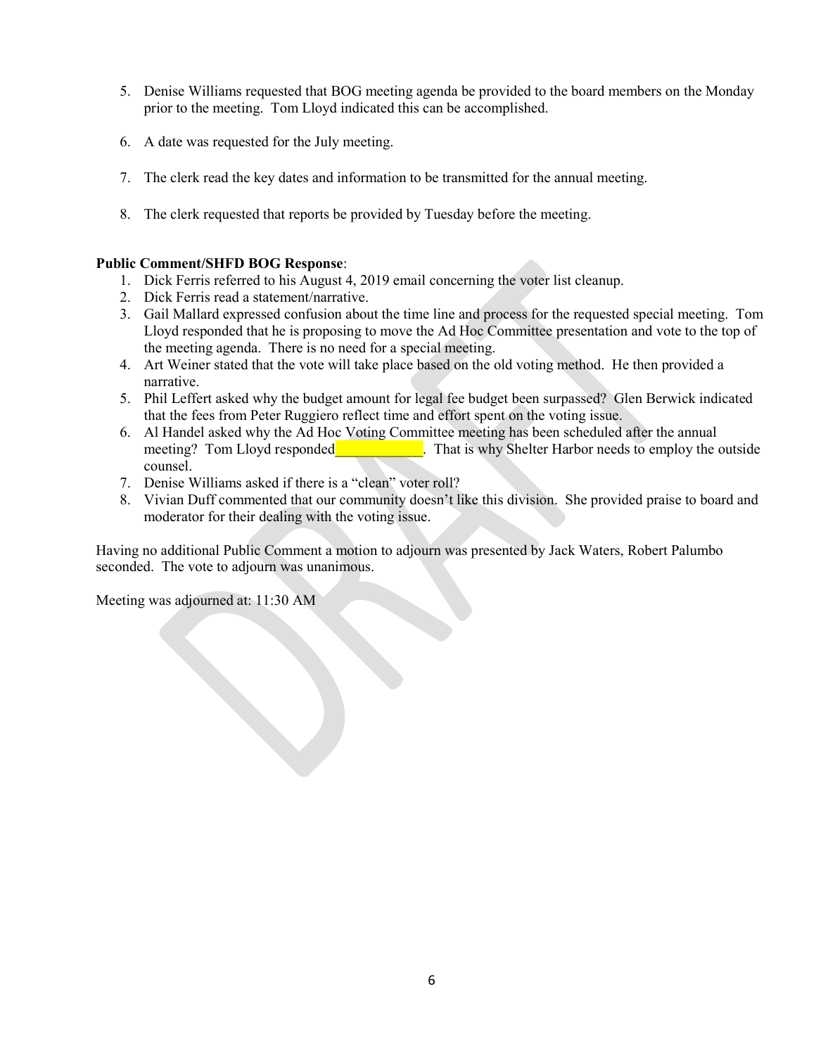5. Denise Williams requested that BOG meeting agenda be provided to the board members on the Monday prior to the meeting. Tom Lloyd indicated this can be accomplished.

6. A date was requested for the July meeting.

7. The clerk read the key dates and information to be transmitted for the annual meeting.

8. The clerk requested that reports be provided by Tuesday before the meeting.

**Public Comment/SHFD BOG Response**:

1. Dick Ferris referred to his August 4, 2019 email concerning the voter list cleanup.
2. Dick Ferris read a statement/narrative.
3. Gail Mallard expressed confusion about the time line and process for the requested special meeting. Tom Lloyd responded that he is proposing to move the Ad Hoc Committee presentation and vote to the top of the meeting agenda. There is no need for a special meeting.
4. Art Weiner stated that the vote will take place based on the old voting method. He then provided a narrative.
5. Phil Leffert asked why the budget amount for legal fee budget been surpassed? Glen Berwick indicated that the fees from Peter Ruggiero reflect time and effort spent on the voting issue.
6. Al Handel asked why the Ad Hoc Voting Committee meeting has been scheduled after the annual meeting? Tom Lloyd responded____________. That is why Shelter Harbor needs to employ the outside counsel.
7. Denise Williams asked if there is a "clean" voter roll?
8. Vivian Duff commented that our community doesn't like this division. She provided praise to board and moderator for their dealing with the voting issue.

Having no additional Public Comment a motion to adjourn was presented by Jack Waters, Robert Palumbo seconded. The vote to adjourn was unanimous.

Meeting was adjourned at: 11:30 AM